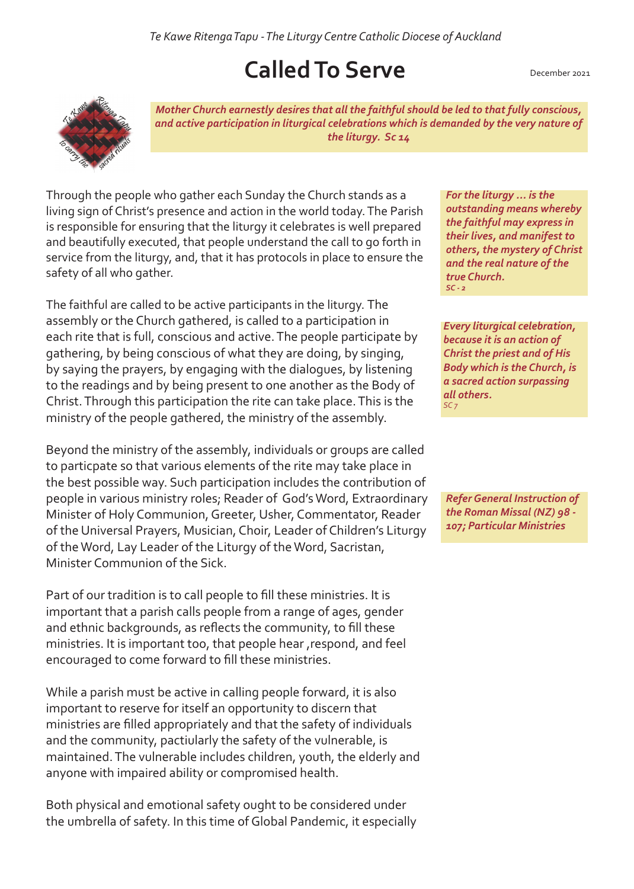*Te Kawe Ritenga Tapu - The Liturgy Centre Catholic Diocese of Auckland*

# Called To Serve

December 2021

***Mother Church earnestly desires that all the faithful should be led to that fully conscious, and active participation in liturgical celebrations which is demanded by the very nature of the liturgy. Sc 14***

Through the people who gather each Sunday the Church stands as a living sign of Christ's presence and action in the world today. The Parish is responsible for ensuring that the liturgy it celebrates is well prepared and beautifully executed, that people understand the call to go forth in service from the liturgy, and, that it has protocols in place to ensure the safety of all who gather.

> ***For the liturgy … is the outstanding means whereby the faithful may express in their lives, and manifest to others, the mystery of Christ and the real nature of the true Church.***
> *SC - 2*

The faithful are called to be active participants in the liturgy. The assembly or the Church gathered, is called to a participation in each rite that is full, conscious and active. The people participate by gathering, by being conscious of what they are doing, by singing, by saying the prayers, by engaging with the dialogues, by listening to the readings and by being present to one another as the Body of Christ. Through this participation the rite can take place. This is the ministry of the people gathered, the ministry of the assembly.

> ***Every liturgical celebration, because it is an action of Christ the priest and of His Body which is the Church, is a sacred action surpassing all others.***
> *SC 7*

Beyond the ministry of the assembly, individuals or groups are called to particpate so that various elements of the rite may take place in the best possible way. Such participation includes the contribution of people in various ministry roles; Reader of God's Word, Extraordinary Minister of Holy Communion, Greeter, Usher, Commentator, Reader of the Universal Prayers, Musician, Choir, Leader of Children's Liturgy of the Word, Lay Leader of the Liturgy of the Word, Sacristan, Minister Communion of the Sick.

> ***Refer General Instruction of the Roman Missal (NZ) 98 - 107; Particular Ministries***

Part of our tradition is to call people to fill these ministries. It is important that a parish calls people from a range of ages, gender and ethnic backgrounds, as reflects the community, to fill these ministries. It is important too, that people hear ,respond, and feel encouraged to come forward to fill these ministries.

While a parish must be active in calling people forward, it is also important to reserve for itself an opportunity to discern that ministries are filled appropriately and that the safety of individuals and the community, pactiularly the safety of the vulnerable, is maintained. The vulnerable includes children, youth, the elderly and anyone with impaired ability or compromised health.

Both physical and emotional safety ought to be considered under the umbrella of safety. In this time of Global Pandemic, it especially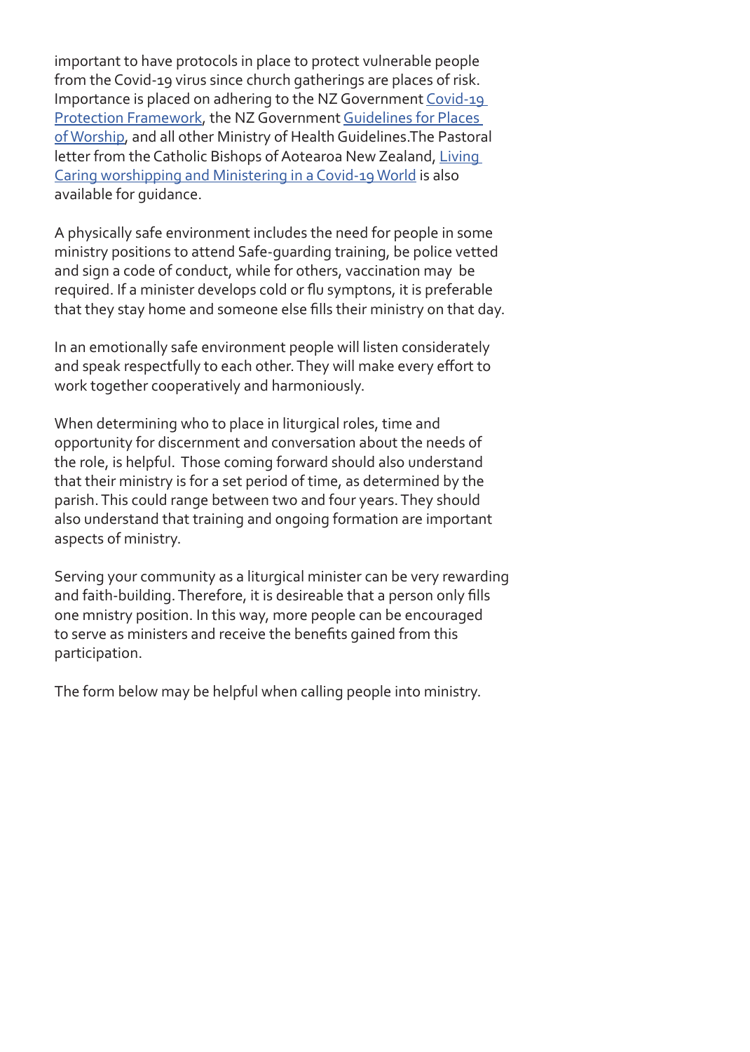important to have protocols in place to protect vulnerable people from the Covid-19 virus since church gatherings are places of risk. Importance is placed on adhering to the NZ Government Covid-19 Protection Framework, the NZ Government Guidelines for Places of Worship, and all other Ministry of Health Guidelines.The Pastoral letter from the Catholic Bishops of Aotearoa New Zealand, Living Caring worshipping and Ministering in a Covid-19 World is also available for guidance.

A physically safe environment includes the need for people in some ministry positions to attend Safe-guarding training, be police vetted and sign a code of conduct, while for others, vaccination may be required. If a minister develops cold or flu symptons, it is preferable that they stay home and someone else fills their ministry on that day.

In an emotionally safe environment people will listen considerately and speak respectfully to each other. They will make every effort to work together cooperatively and harmoniously.

When determining who to place in liturgical roles, time and opportunity for discernment and conversation about the needs of the role, is helpful. Those coming forward should also understand that their ministry is for a set period of time, as determined by the parish. This could range between two and four years. They should also understand that training and ongoing formation are important aspects of ministry.

Serving your community as a liturgical minister can be very rewarding and faith-building. Therefore, it is desireable that a person only fills one mnistry position. In this way, more people can be encouraged to serve as ministers and receive the benefits gained from this participation.

The form below may be helpful when calling people into ministry.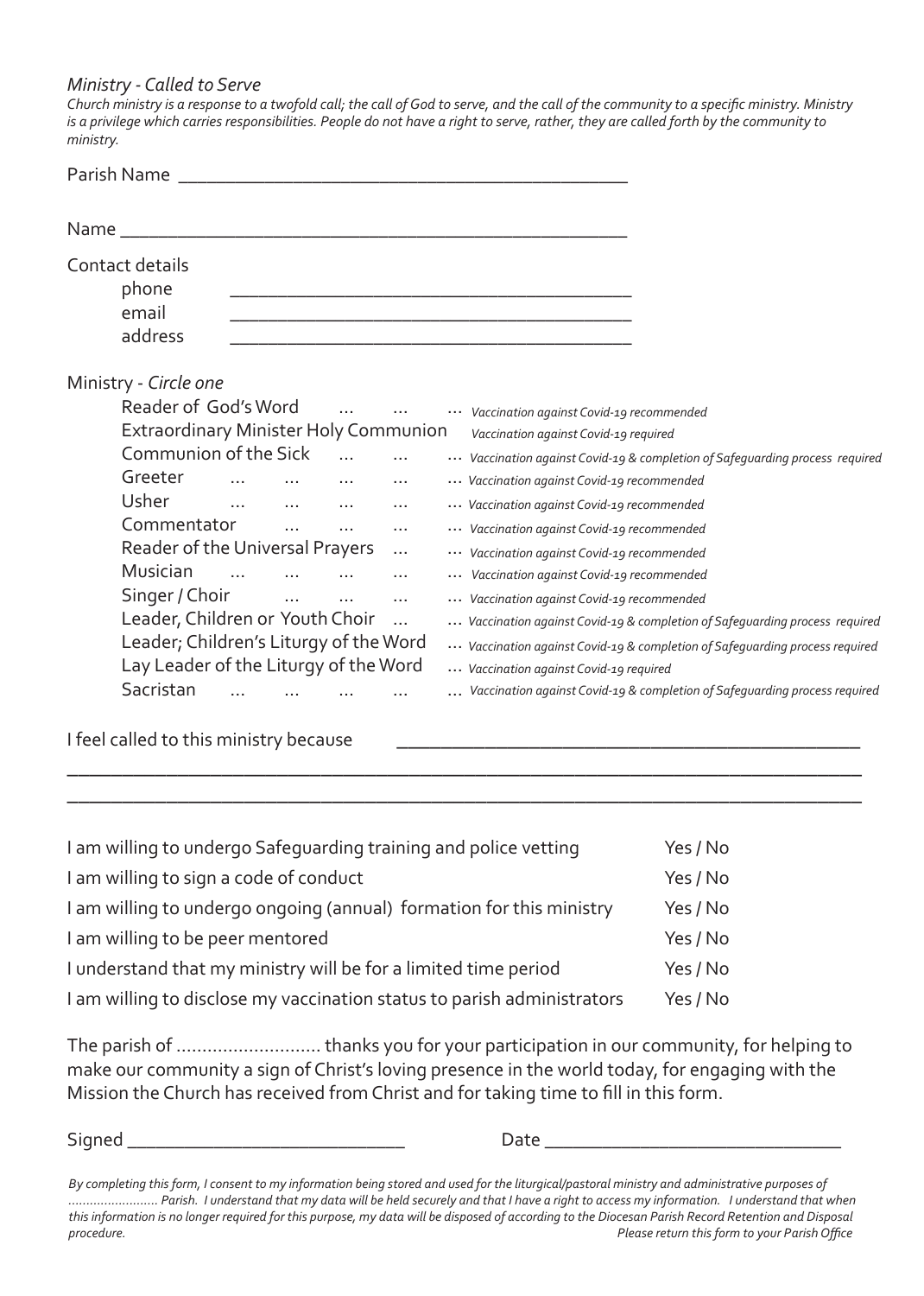*Ministry - Called to Serve*

*Church ministry is a response to a twofold call; the call of God to serve, and the call of the community to a specific ministry. Ministry is a privilege which carries responsibilities. People do not have a right to serve, rather, they are called forth by the community to ministry.*

Parish Name ______________________________________________

Name ______________________________________________________

Contact details

phone ______________________________________

email ______________________________________

address ______________________________________

Ministry - *Circle one*

| | |
|---|---|
| Reader of God's Word ... ... ... | *Vaccination against Covid-19 recommended* |
| Extraordinary Minister Holy Communion | *Vaccination against Covid-19 required* |
| Communion of the Sick ... ... ... | *Vaccination against Covid-19 & completion of Safeguarding process required* |
| Greeter ... ... ... ... ... | *Vaccination against Covid-19 recommended* |
| Usher ... ... ... ... ... | *Vaccination against Covid-19 recommended* |
| Commentator ... ... ... ... | *Vaccination against Covid-19 recommended* |
| Reader of the Universal Prayers ... ... | *Vaccination against Covid-19 recommended* |
| Musician ... ... ... ... ... | *Vaccination against Covid-19 recommended* |
| Singer / Choir ... ... ... ... | *Vaccination against Covid-19 recommended* |
| Leader, Children or Youth Choir ... ... | *Vaccination against Covid-19 & completion of Safeguarding process required* |
| Leader; Children's Liturgy of the Word ... | *Vaccination against Covid-19 & completion of Safeguarding process required* |
| Lay Leader of the Liturgy of the Word ... | *Vaccination against Covid-19 required* |
| Sacristan ... ... ... ... ... | *Vaccination against Covid-19 & completion of Safeguarding process required* |

I feel called to this ministry because ______________________________________________

____________________________________________________________________________________

____________________________________________________________________________________

| | |
|---|---|
| I am willing to undergo Safeguarding training and police vetting | Yes / No |
| I am willing to sign a code of conduct | Yes / No |
| I am willing to undergo ongoing (annual) formation for this ministry | Yes / No |
| I am willing to be peer mentored | Yes / No |
| I understand that my ministry will be for a limited time period | Yes / No |
| I am willing to disclose my vaccination status to parish administrators | Yes / No |

The parish of ............................ thanks you for your participation in our community, for helping to make our community a sign of Christ's loving presence in the world today, for engaging with the Mission the Church has received from Christ and for taking time to fill in this form.

Signed ___________________________ Date ______________________________

*By completing this form, I consent to my information being stored and used for the liturgical/pastoral ministry and administrative purposes of ........................ Parish. I understand that my data will be held securely and that I have a right to access my information. I understand that when this information is no longer required for this purpose, my data will be disposed of according to the Diocesan Parish Record Retention and Disposal procedure.*

*Please return this form to your Parish Office*